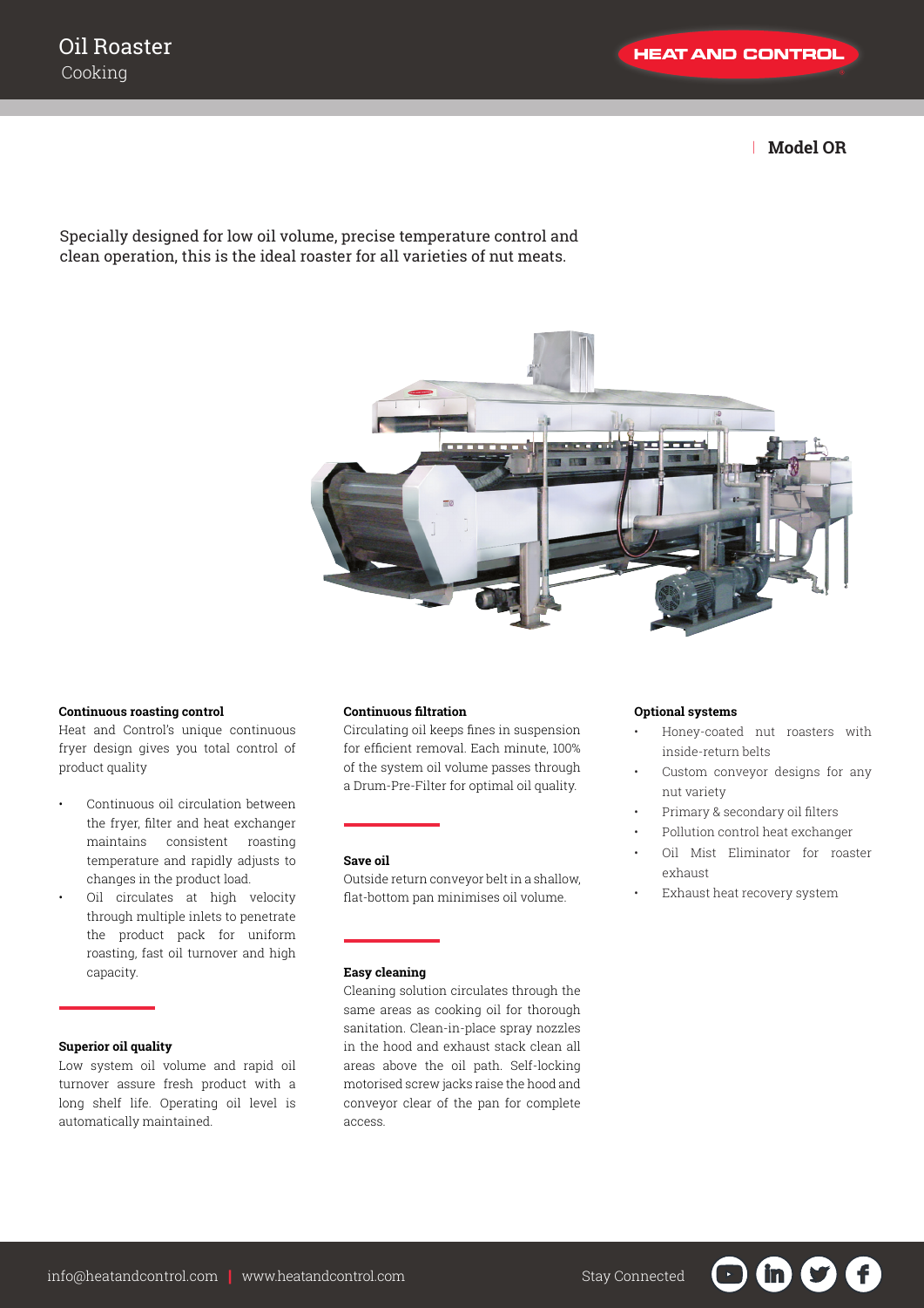# Oil Roaster

Cooking

HEAT AND CONTROL

**Model OR**

Specially designed for low oil volume, precise temperature control and clean operation, this is the ideal roaster for all varieties of nut meats.

**Continuous roasting control**

Heat and Control's unique continuous fryer design gives you total control of product quality

- Continuous oil circulation between the fryer, filter and heat exchanger maintains consistent roasting temperature and rapidly adjusts to changes in the product load.
- Oil circulates at high velocity through multiple inlets to penetrate the product pack for uniform roasting, fast oil turnover and high capacity.

**Superior oil quality**

Low system oil volume and rapid oil turnover assure fresh product with a long shelf life. Operating oil level is automatically maintained.

**Continuous filtration**

Circulating oil keeps fines in suspension for efficient removal. Each minute, 100% of the system oil volume passes through a Drum-Pre-Filter for optimal oil quality.

**Save oil**

Outside return conveyor belt in a shallow, flat-bottom pan minimises oil volume.

**Easy cleaning**

Cleaning solution circulates through the same areas as cooking oil for thorough sanitation. Clean-in-place spray nozzles in the hood and exhaust stack clean all areas above the oil path. Self-locking motorised screw jacks raise the hood and conveyor clear of the pan for complete access.

**Optional systems**

- Honey-coated nut roasters with inside-return belts
- Custom conveyor designs for any nut variety
- Primary & secondary oil filters
- Pollution control heat exchanger
- Oil Mist Eliminator for roaster exhaust
- Exhaust heat recovery system

info@heatandcontrol.com | www.heatandcontrol.com

Stay Connected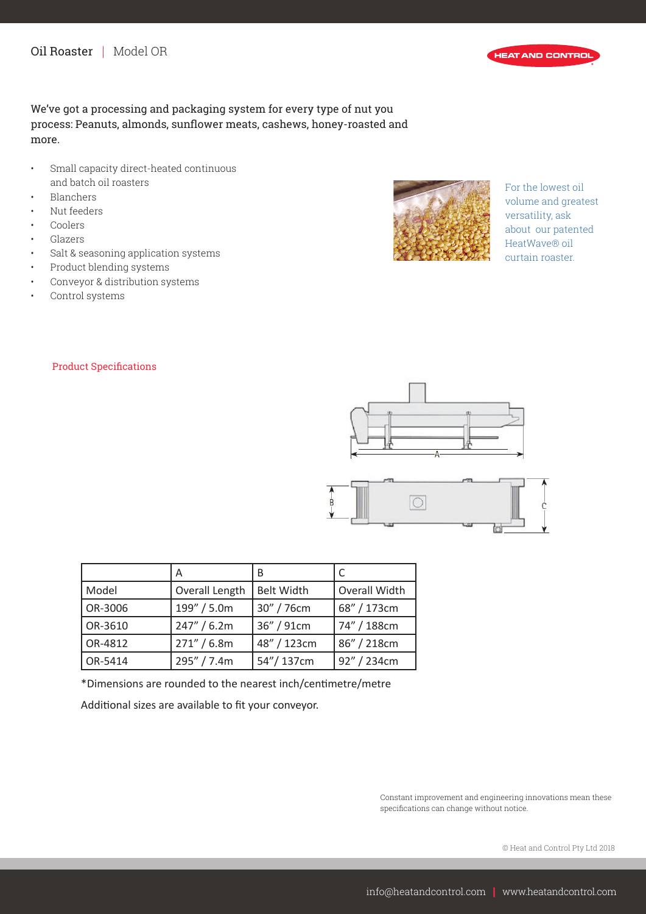# Oil Roaster | Model OR

We've got a processing and packaging system for every type of nut you process: Peanuts, almonds, sunflower meats, cashews, honey-roasted and more.

- Small capacity direct-heated continuous and batch oil roasters
- Blanchers
- Nut feeders
- Coolers
- Glazers
- Salt & seasoning application systems
- Product blending systems
- Conveyor & distribution systems
- Control systems

For the lowest oil volume and greatest versatility, ask about our patented HeatWave® oil curtain roaster.

## Product Specifications

A

B

C

| | A | B | C |
|---|---|---|---|
| Model | Overall Length | Belt Width | Overall Width |
| OR-3006 | 199" / 5.0m | 30" / 76cm | 68" / 173cm |
| OR-3610 | 247" / 6.2m | 36" / 91cm | 74" / 188cm |
| OR-4812 | 271" / 6.8m | 48" / 123cm | 86" / 218cm |
| OR-5414 | 295" / 7.4m | 54"/ 137cm | 92" / 234cm |

*Dimensions are rounded to the nearest inch/centimetre/metre

Additional sizes are available to fit your conveyor.

Constant improvement and engineering innovations mean these specifications can change without notice.

© Heat and Control Pty Ltd 2018

info@heatandcontrol.com | www.heatandcontrol.com